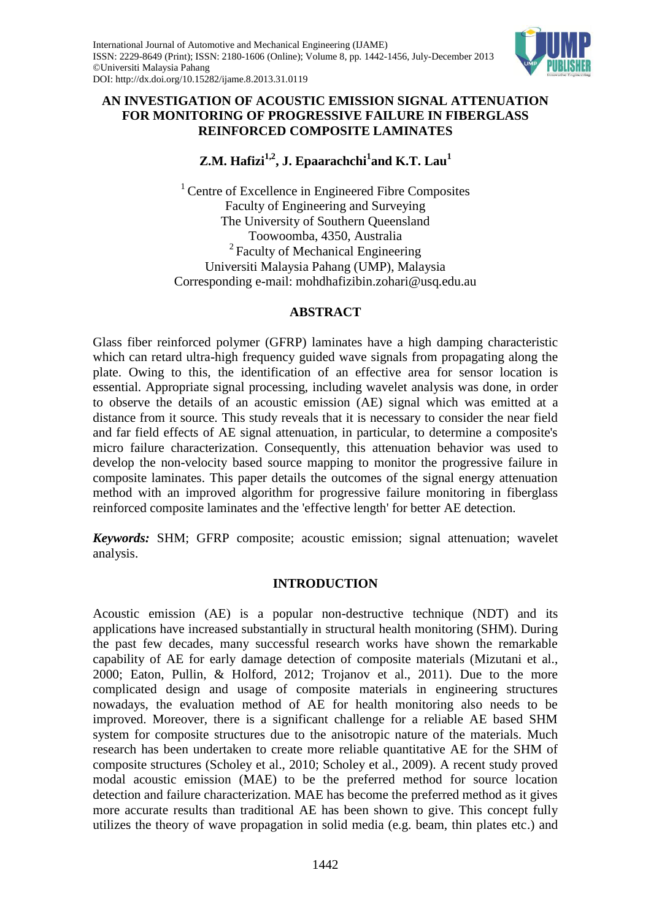International Journal of Automotive and Mechanical Engineering (IJAME)
ISSN: 2229-8649 (Print); ISSN: 2180-1606 (Online); Volume 8, pp. 1442-1456, July-December 2013
©Universiti Malaysia Pahang
DOI: http://dx.doi.org/10.15282/ijame.8.2013.31.0119

# AN INVESTIGATION OF ACOUSTIC EMISSION SIGNAL ATTENUATION FOR MONITORING OF PROGRESSIVE FAILURE IN FIBERGLASS REINFORCED COMPOSITE LAMINATES

**Z.M. Hafizi[1,2], J. Epaarachchi[1] and K.T. Lau[1]**

[1] Centre of Excellence in Engineered Fibre Composites
Faculty of Engineering and Surveying
The University of Southern Queensland
Toowoomba, 4350, Australia
[2] Faculty of Mechanical Engineering
Universiti Malaysia Pahang (UMP), Malaysia
Corresponding e-mail: mohdhafizibin.zohari@usq.edu.au

## ABSTRACT

Glass fiber reinforced polymer (GFRP) laminates have a high damping characteristic which can retard ultra-high frequency guided wave signals from propagating along the plate. Owing to this, the identification of an effective area for sensor location is essential. Appropriate signal processing, including wavelet analysis was done, in order to observe the details of an acoustic emission (AE) signal which was emitted at a distance from it source. This study reveals that it is necessary to consider the near field and far field effects of AE signal attenuation, in particular, to determine a composite's micro failure characterization. Consequently, this attenuation behavior was used to develop the non-velocity based source mapping to monitor the progressive failure in composite laminates. This paper details the outcomes of the signal energy attenuation method with an improved algorithm for progressive failure monitoring in fiberglass reinforced composite laminates and the 'effective length' for better AE detection.

***Keywords:*** SHM; GFRP composite; acoustic emission; signal attenuation; wavelet analysis.

## INTRODUCTION

Acoustic emission (AE) is a popular non-destructive technique (NDT) and its applications have increased substantially in structural health monitoring (SHM). During the past few decades, many successful research works have shown the remarkable capability of AE for early damage detection of composite materials (Mizutani et al., 2000; Eaton, Pullin, & Holford, 2012; Trojanov et al., 2011). Due to the more complicated design and usage of composite materials in engineering structures nowadays, the evaluation method of AE for health monitoring also needs to be improved. Moreover, there is a significant challenge for a reliable AE based SHM system for composite structures due to the anisotropic nature of the materials. Much research has been undertaken to create more reliable quantitative AE for the SHM of composite structures (Scholey et al., 2010; Scholey et al., 2009). A recent study proved modal acoustic emission (MAE) to be the preferred method for source location detection and failure characterization. MAE has become the preferred method as it gives more accurate results than traditional AE has been shown to give. This concept fully utilizes the theory of wave propagation in solid media (e.g. beam, thin plates etc.) and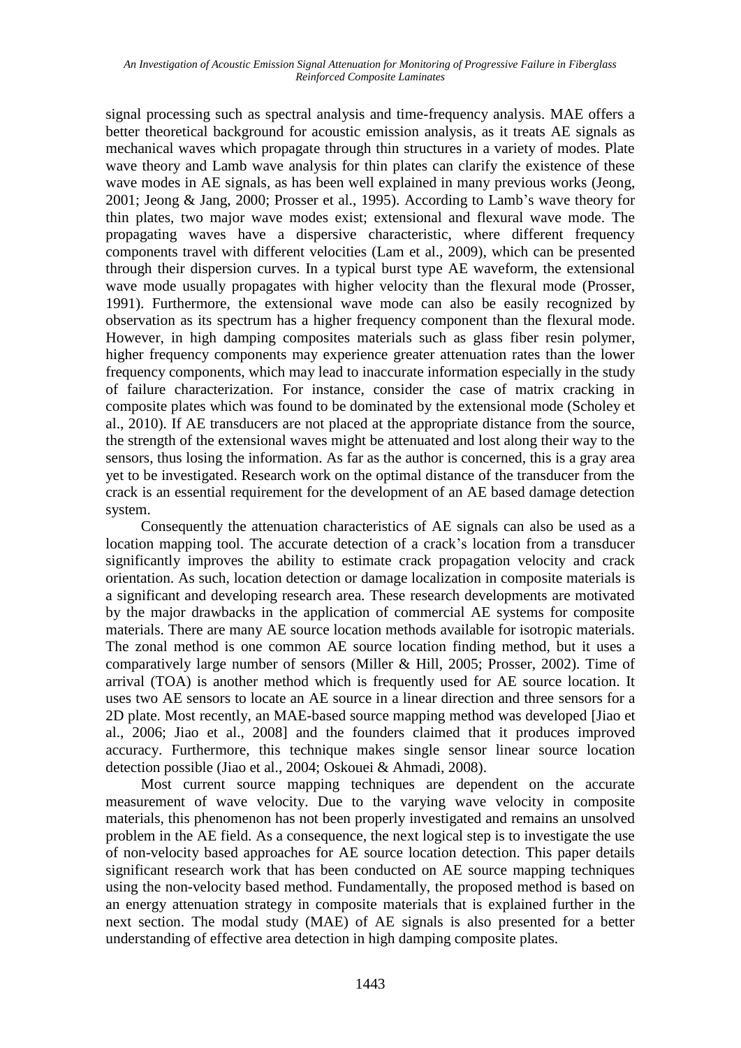signal processing such as spectral analysis and time-frequency analysis. MAE offers a better theoretical background for acoustic emission analysis, as it treats AE signals as mechanical waves which propagate through thin structures in a variety of modes. Plate wave theory and Lamb wave analysis for thin plates can clarify the existence of these wave modes in AE signals, as has been well explained in many previous works (Jeong, 2001; Jeong & Jang, 2000; Prosser et al., 1995). According to Lamb's wave theory for thin plates, two major wave modes exist; extensional and flexural wave mode. The propagating waves have a dispersive characteristic, where different frequency components travel with different velocities (Lam et al., 2009), which can be presented through their dispersion curves. In a typical burst type AE waveform, the extensional wave mode usually propagates with higher velocity than the flexural mode (Prosser, 1991). Furthermore, the extensional wave mode can also be easily recognized by observation as its spectrum has a higher frequency component than the flexural mode. However, in high damping composites materials such as glass fiber resin polymer, higher frequency components may experience greater attenuation rates than the lower frequency components, which may lead to inaccurate information especially in the study of failure characterization. For instance, consider the case of matrix cracking in composite plates which was found to be dominated by the extensional mode (Scholey et al., 2010). If AE transducers are not placed at the appropriate distance from the source, the strength of the extensional waves might be attenuated and lost along their way to the sensors, thus losing the information. As far as the author is concerned, this is a gray area yet to be investigated. Research work on the optimal distance of the transducer from the crack is an essential requirement for the development of an AE based damage detection system.

Consequently the attenuation characteristics of AE signals can also be used as a location mapping tool. The accurate detection of a crack's location from a transducer significantly improves the ability to estimate crack propagation velocity and crack orientation. As such, location detection or damage localization in composite materials is a significant and developing research area. These research developments are motivated by the major drawbacks in the application of commercial AE systems for composite materials. There are many AE source location methods available for isotropic materials. The zonal method is one common AE source location finding method, but it uses a comparatively large number of sensors (Miller & Hill, 2005; Prosser, 2002). Time of arrival (TOA) is another method which is frequently used for AE source location. It uses two AE sensors to locate an AE source in a linear direction and three sensors for a 2D plate. Most recently, an MAE-based source mapping method was developed [Jiao et al., 2006; Jiao et al., 2008] and the founders claimed that it produces improved accuracy. Furthermore, this technique makes single sensor linear source location detection possible (Jiao et al., 2004; Oskouei & Ahmadi, 2008).

Most current source mapping techniques are dependent on the accurate measurement of wave velocity. Due to the varying wave velocity in composite materials, this phenomenon has not been properly investigated and remains an unsolved problem in the AE field. As a consequence, the next logical step is to investigate the use of non-velocity based approaches for AE source location detection. This paper details significant research work that has been conducted on AE source mapping techniques using the non-velocity based method. Fundamentally, the proposed method is based on an energy attenuation strategy in composite materials that is explained further in the next section. The modal study (MAE) of AE signals is also presented for a better understanding of effective area detection in high damping composite plates.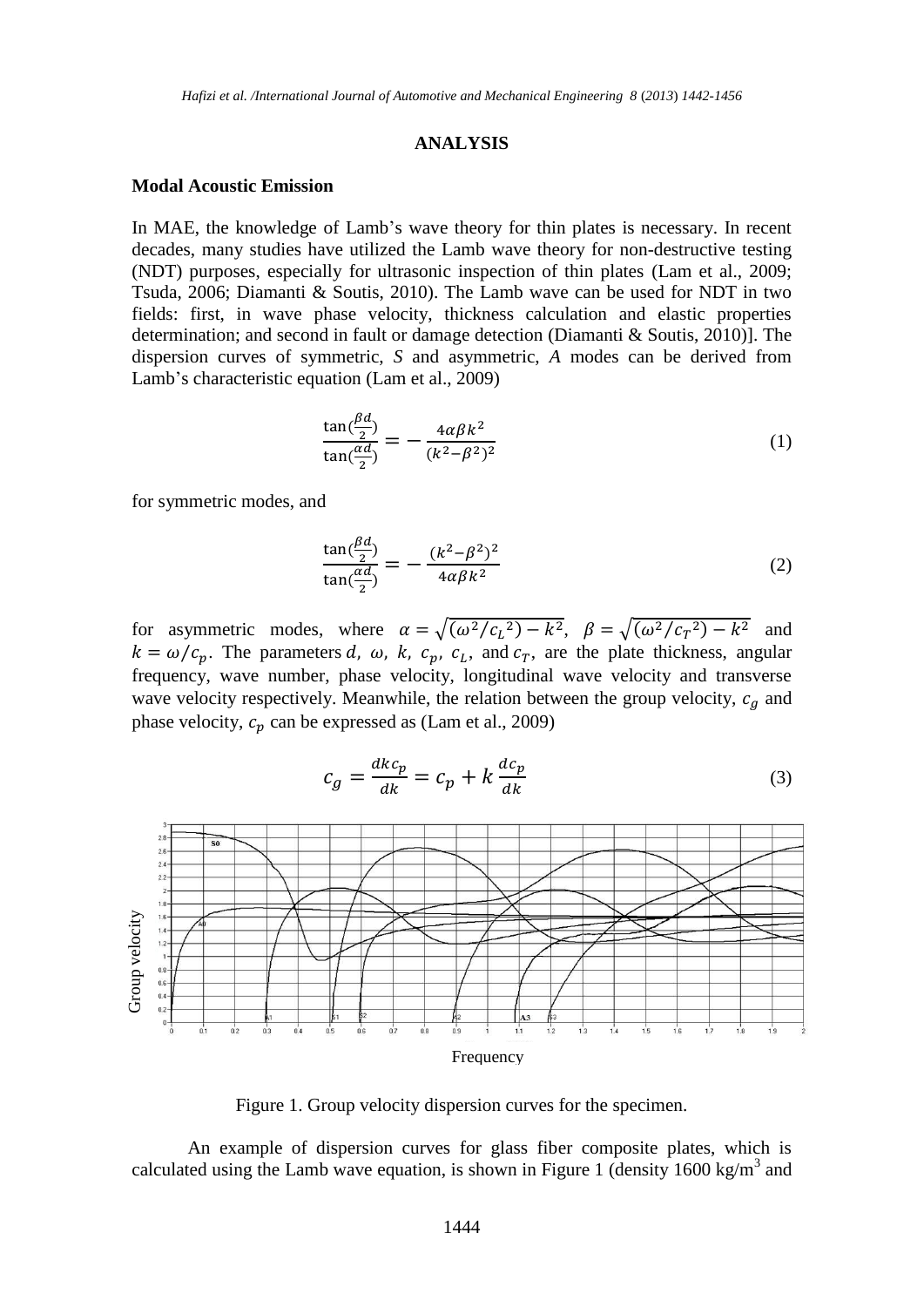## ANALYSIS

### Modal Acoustic Emission

In MAE, the knowledge of Lamb's wave theory for thin plates is necessary. In recent decades, many studies have utilized the Lamb wave theory for non-destructive testing (NDT) purposes, especially for ultrasonic inspection of thin plates (Lam et al., 2009; Tsuda, 2006; Diamanti & Soutis, 2010). The Lamb wave can be used for NDT in two fields: first, in wave phase velocity, thickness calculation and elastic properties determination; and second in fault or damage detection (Diamanti & Soutis, 2010)]. The dispersion curves of symmetric, *S* and asymmetric, *A* modes can be derived from Lamb's characteristic equation (Lam et al., 2009)

$$\frac{\tan(\frac{\beta d}{2})}{\tan(\frac{\alpha d}{2})} = -\frac{4\alpha\beta k^2}{(k^2-\beta^2)^2} \tag{1}$$

for symmetric modes, and

$$\frac{\tan(\frac{\beta d}{2})}{\tan(\frac{\alpha d}{2})} = -\frac{(k^2-\beta^2)^2}{4\alpha\beta k^2} \tag{2}$$

for asymmetric modes, where $\alpha = \sqrt{(\omega^2/c_L{}^2) - k^2}$, $\beta = \sqrt{(\omega^2/c_T{}^2) - k^2}$ and $k = \omega/c_p$. The parameters $d$, $\omega$, $k$, $c_p$, $c_L$, and $c_T$, are the plate thickness, angular frequency, wave number, phase velocity, longitudinal wave velocity and transverse wave velocity respectively. Meanwhile, the relation between the group velocity, $c_g$ and phase velocity, $c_p$ can be expressed as (Lam et al., 2009)

$$c_g = \frac{dkc_p}{dk} = c_p + k\frac{dc_p}{dk} \tag{3}$$

Figure 1. Group velocity dispersion curves for the specimen.

An example of dispersion curves for glass fiber composite plates, which is calculated using the Lamb wave equation, is shown in Figure 1 (density 1600 kg/m$^3$ and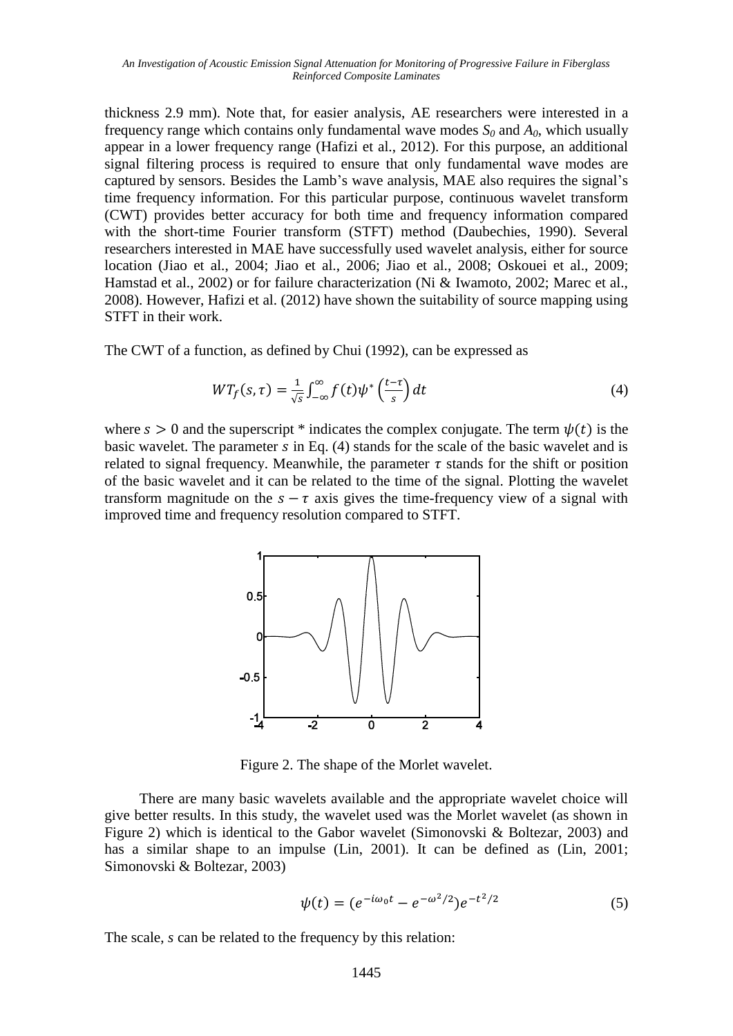thickness 2.9 mm). Note that, for easier analysis, AE researchers were interested in a frequency range which contains only fundamental wave modes $S_0$ and $A_0$, which usually appear in a lower frequency range (Hafizi et al., 2012). For this purpose, an additional signal filtering process is required to ensure that only fundamental wave modes are captured by sensors. Besides the Lamb's wave analysis, MAE also requires the signal's time frequency information. For this particular purpose, continuous wavelet transform (CWT) provides better accuracy for both time and frequency information compared with the short-time Fourier transform (STFT) method (Daubechies, 1990). Several researchers interested in MAE have successfully used wavelet analysis, either for source location (Jiao et al., 2004; Jiao et al., 2006; Jiao et al., 2008; Oskouei et al., 2009; Hamstad et al., 2002) or for failure characterization (Ni & Iwamoto, 2002; Marec et al., 2008). However, Hafizi et al. (2012) have shown the suitability of source mapping using STFT in their work.

The CWT of a function, as defined by Chui (1992), can be expressed as

$$WT_f(s,\tau) = \frac{1}{\sqrt{s}} \int_{-\infty}^{\infty} f(t)\psi^*\left(\frac{t-\tau}{s}\right)dt \tag{4}$$

where $s > 0$ and the superscript * indicates the complex conjugate. The term $\psi(t)$ is the basic wavelet. The parameter $s$ in Eq. (4) stands for the scale of the basic wavelet and is related to signal frequency. Meanwhile, the parameter $\tau$ stands for the shift or position of the basic wavelet and it can be related to the time of the signal. Plotting the wavelet transform magnitude on the $s - \tau$ axis gives the time-frequency view of a signal with improved time and frequency resolution compared to STFT.

Figure 2. The shape of the Morlet wavelet.

There are many basic wavelets available and the appropriate wavelet choice will give better results. In this study, the wavelet used was the Morlet wavelet (as shown in Figure 2) which is identical to the Gabor wavelet (Simonovski & Boltezar, 2003) and has a similar shape to an impulse (Lin, 2001). It can be defined as (Lin, 2001; Simonovski & Boltezar, 2003)

$$\psi(t) = (e^{-i\omega_0 t} - e^{-\omega^2/2})e^{-t^2/2} \tag{5}$$

The scale, $s$ can be related to the frequency by this relation: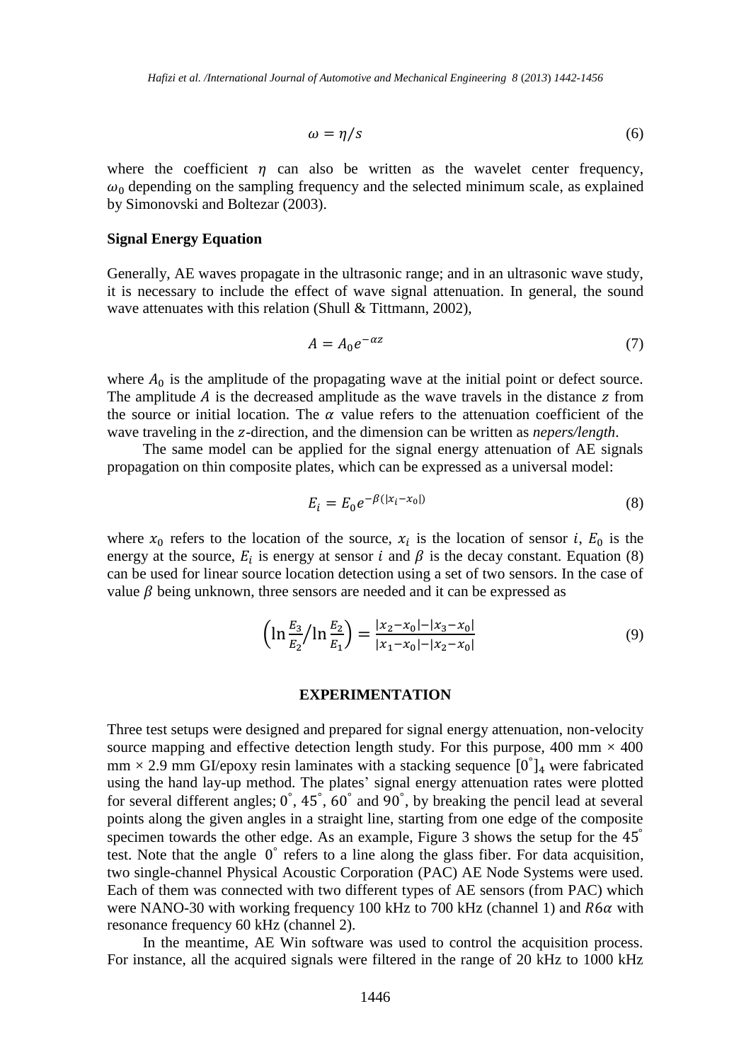$$\omega = \eta / s \tag{6}$$

where the coefficient $\eta$ can also be written as the wavelet center frequency, $\omega_0$ depending on the sampling frequency and the selected minimum scale, as explained by Simonovski and Boltezar (2003).

**Signal Energy Equation**

Generally, AE waves propagate in the ultrasonic range; and in an ultrasonic wave study, it is necessary to include the effect of wave signal attenuation. In general, the sound wave attenuates with this relation (Shull & Tittmann, 2002),

$$A = A_0 e^{-\alpha z} \tag{7}$$

where $A_0$ is the amplitude of the propagating wave at the initial point or defect source. The amplitude $A$ is the decreased amplitude as the wave travels in the distance $z$ from the source or initial location. The $\alpha$ value refers to the attenuation coefficient of the wave traveling in the $z$-direction, and the dimension can be written as *nepers/length*.

The same model can be applied for the signal energy attenuation of AE signals propagation on thin composite plates, which can be expressed as a universal model:

$$E_i = E_0 e^{-\beta(|x_i - x_0|)} \tag{8}$$

where $x_0$ refers to the location of the source, $x_i$ is the location of sensor $i$, $E_0$ is the energy at the source, $E_i$ is energy at sensor $i$ and $\beta$ is the decay constant. Equation (8) can be used for linear source location detection using a set of two sensors. In the case of value $\beta$ being unknown, three sensors are needed and it can be expressed as

$$\left(\ln\frac{E_3}{E_2} / \ln\frac{E_2}{E_1}\right) = \frac{|x_2 - x_0| - |x_3 - x_0|}{|x_1 - x_0| - |x_2 - x_0|} \tag{9}$$

## EXPERIMENTATION

Three test setups were designed and prepared for signal energy attenuation, non-velocity source mapping and effective detection length study. For this purpose, 400 mm × 400 mm × 2.9 mm GI/epoxy resin laminates with a stacking sequence $[0^{\circ}]_4$ were fabricated using the hand lay-up method. The plates' signal energy attenuation rates were plotted for several different angles; $0^{\circ}$, $45^{\circ}$, $60^{\circ}$ and $90^{\circ}$, by breaking the pencil lead at several points along the given angles in a straight line, starting from one edge of the composite specimen towards the other edge. As an example, Figure 3 shows the setup for the $45^{\circ}$ test. Note that the angle $0^{\circ}$ refers to a line along the glass fiber. For data acquisition, two single-channel Physical Acoustic Corporation (PAC) AE Node Systems were used. Each of them was connected with two different types of AE sensors (from PAC) which were NANO-30 with working frequency 100 kHz to 700 kHz (channel 1) and $R6\alpha$ with resonance frequency 60 kHz (channel 2).

In the meantime, AE Win software was used to control the acquisition process. For instance, all the acquired signals were filtered in the range of 20 kHz to 1000 kHz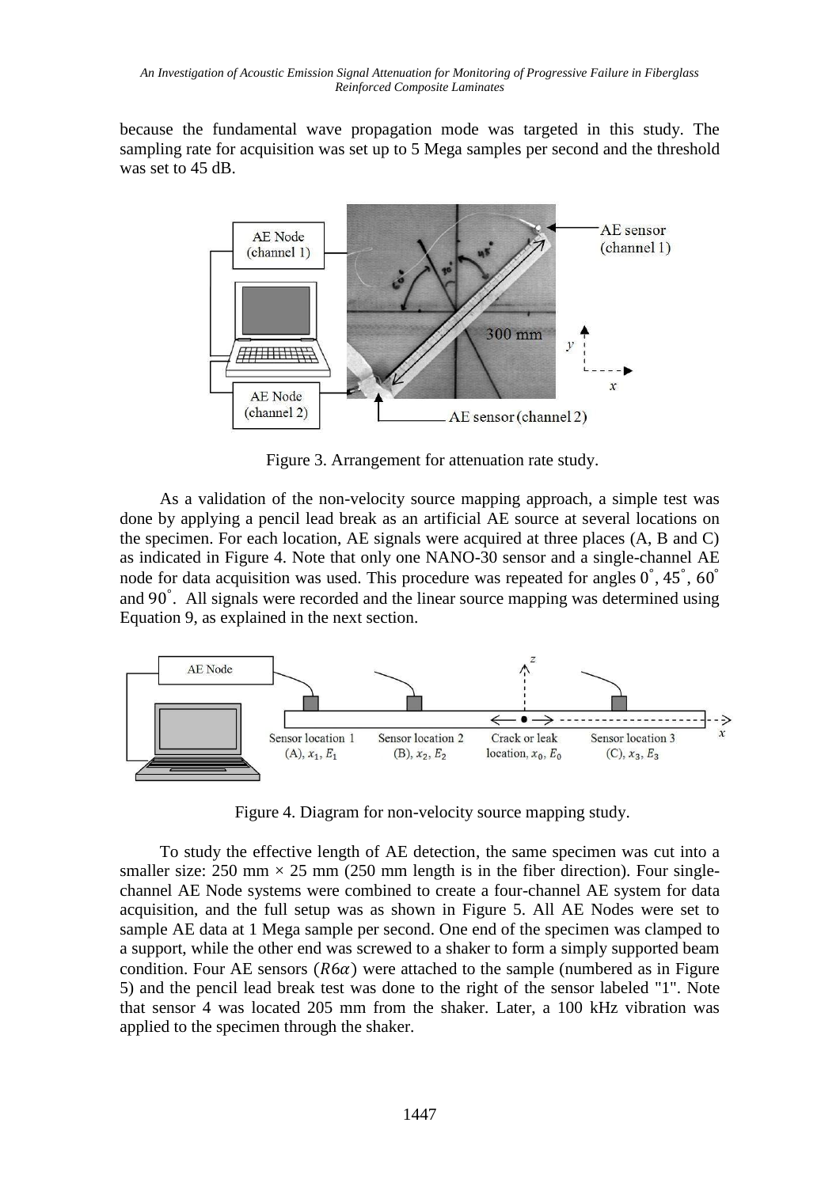because the fundamental wave propagation mode was targeted in this study. The sampling rate for acquisition was set up to 5 Mega samples per second and the threshold was set to 45 dB.

Figure 3. Arrangement for attenuation rate study.

As a validation of the non-velocity source mapping approach, a simple test was done by applying a pencil lead break as an artificial AE source at several locations on the specimen. For each location, AE signals were acquired at three places (A, B and C) as indicated in Figure 4. Note that only one NANO-30 sensor and a single-channel AE node for data acquisition was used. This procedure was repeated for angles $0^\circ$, $45^\circ$, $60^\circ$ and $90^\circ$. All signals were recorded and the linear source mapping was determined using Equation 9, as explained in the next section.

Figure 4. Diagram for non-velocity source mapping study.

To study the effective length of AE detection, the same specimen was cut into a smaller size: 250 mm × 25 mm (250 mm length is in the fiber direction). Four single-channel AE Node systems were combined to create a four-channel AE system for data acquisition, and the full setup was as shown in Figure 5. All AE Nodes were set to sample AE data at 1 Mega sample per second. One end of the specimen was clamped to a support, while the other end was screwed to a shaker to form a simply supported beam condition. Four AE sensors ($R6\alpha$) were attached to the sample (numbered as in Figure 5) and the pencil lead break test was done to the right of the sensor labeled "1". Note that sensor 4 was located 205 mm from the shaker. Later, a 100 kHz vibration was applied to the specimen through the shaker.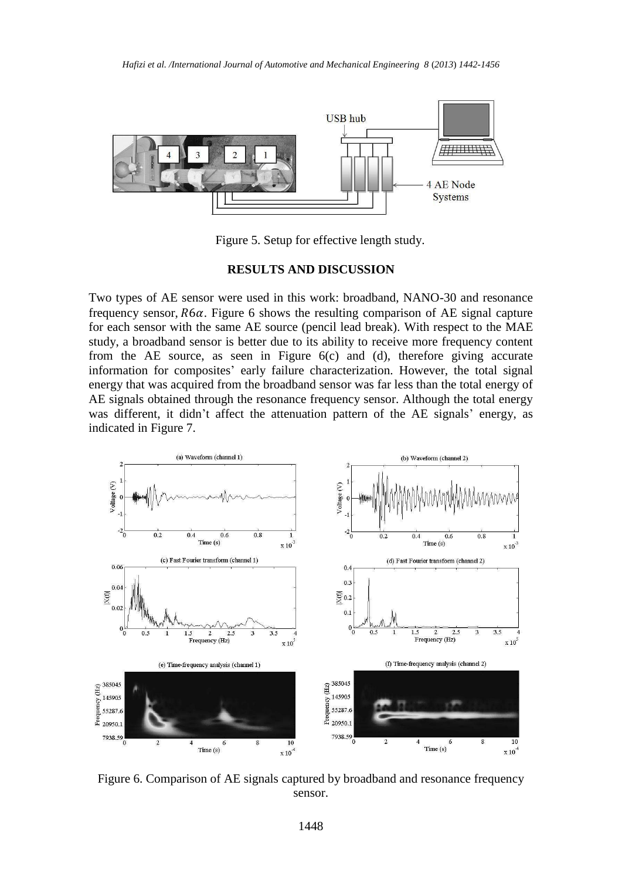Figure 5. Setup for effective length study.

## RESULTS AND DISCUSSION

Two types of AE sensor were used in this work: broadband, NANO-30 and resonance frequency sensor, $R6\alpha$. Figure 6 shows the resulting comparison of AE signal capture for each sensor with the same AE source (pencil lead break). With respect to the MAE study, a broadband sensor is better due to its ability to receive more frequency content from the AE source, as seen in Figure 6(c) and (d), therefore giving accurate information for composites' early failure characterization. However, the total signal energy that was acquired from the broadband sensor was far less than the total energy of AE signals obtained through the resonance frequency sensor. Although the total energy was different, it didn't affect the attenuation pattern of the AE signals' energy, as indicated in Figure 7.

Figure 6. Comparison of AE signals captured by broadband and resonance frequency sensor.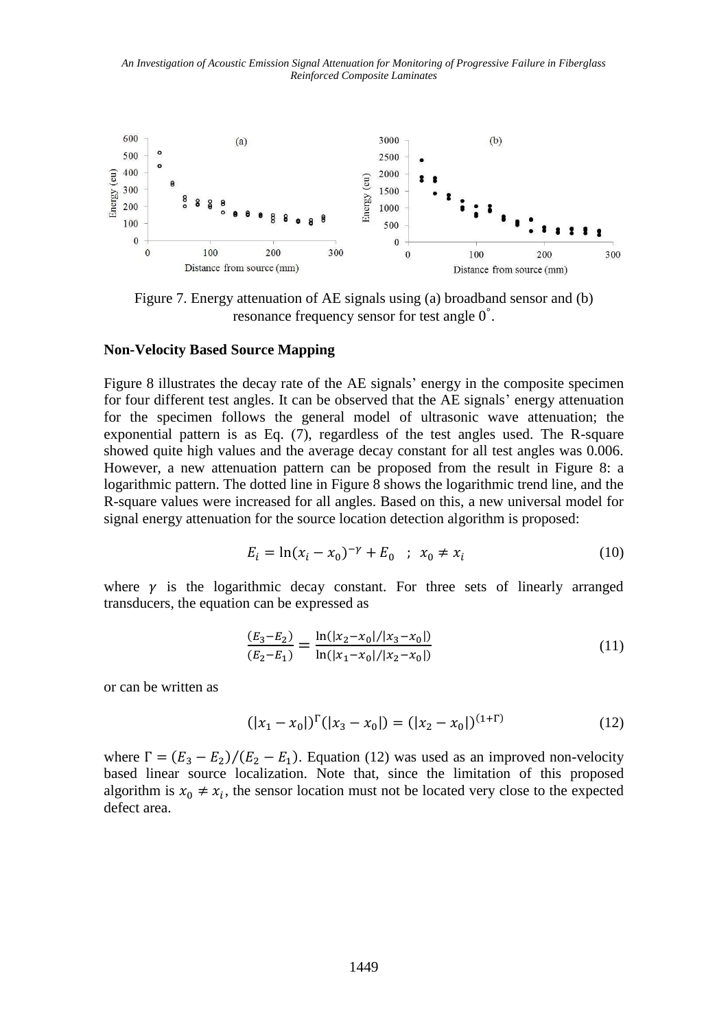Figure 7. Energy attenuation of AE signals using (a) broadband sensor and (b) resonance frequency sensor for test angle 0˚.

### Non-Velocity Based Source Mapping

Figure 8 illustrates the decay rate of the AE signals' energy in the composite specimen for four different test angles. It can be observed that the AE signals' energy attenuation for the specimen follows the general model of ultrasonic wave attenuation; the exponential pattern is as Eq. (7), regardless of the test angles used. The R-square showed quite high values and the average decay constant for all test angles was 0.006. However, a new attenuation pattern can be proposed from the result in Figure 8: a logarithmic pattern. The dotted line in Figure 8 shows the logarithmic trend line, and the R-square values were increased for all angles. Based on this, a new universal model for signal energy attenuation for the source location detection algorithm is proposed:

$$E_i = \ln(x_i - x_0)^{-\gamma} + E_0 \quad ; \quad x_0 \neq x_i \tag{10}$$

where $\gamma$ is the logarithmic decay constant. For three sets of linearly arranged transducers, the equation can be expressed as

$$\frac{(E_3 - E_2)}{(E_2 - E_1)} = \frac{\ln(|x_2 - x_0|/|x_3 - x_0|)}{\ln(|x_1 - x_0|/|x_2 - x_0|)} \tag{11}$$

or can be written as

$$(|x_1 - x_0|)^{\Gamma}(|x_3 - x_0|) = (|x_2 - x_0|)^{(1+\Gamma)} \tag{12}$$

where $\Gamma = (E_3 - E_2)/(E_2 - E_1)$. Equation (12) was used as an improved non-velocity based linear source localization. Note that, since the limitation of this proposed algorithm is $x_0 \neq x_i$, the sensor location must not be located very close to the expected defect area.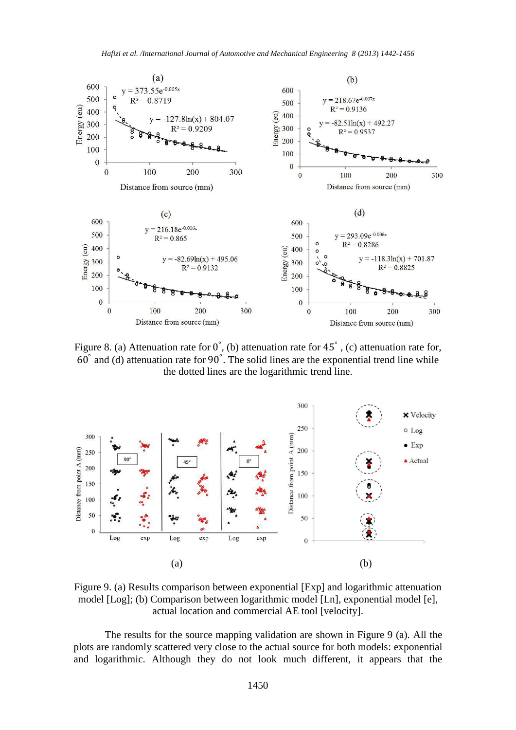Figure 8. (a) Attenuation rate for 0°, (b) attenuation rate for 45°, (c) attenuation rate for, 60° and (d) attenuation rate for 90°. The solid lines are the exponential trend line while the dotted lines are the logarithmic trend line.

Figure 9. (a) Results comparison between exponential [Exp] and logarithmic attenuation model [Log]; (b) Comparison between logarithmic model [Ln], exponential model [e], actual location and commercial AE tool [velocity].

The results for the source mapping validation are shown in Figure 9 (a). All the plots are randomly scattered very close to the actual source for both models: exponential and logarithmic. Although they do not look much different, it appears that the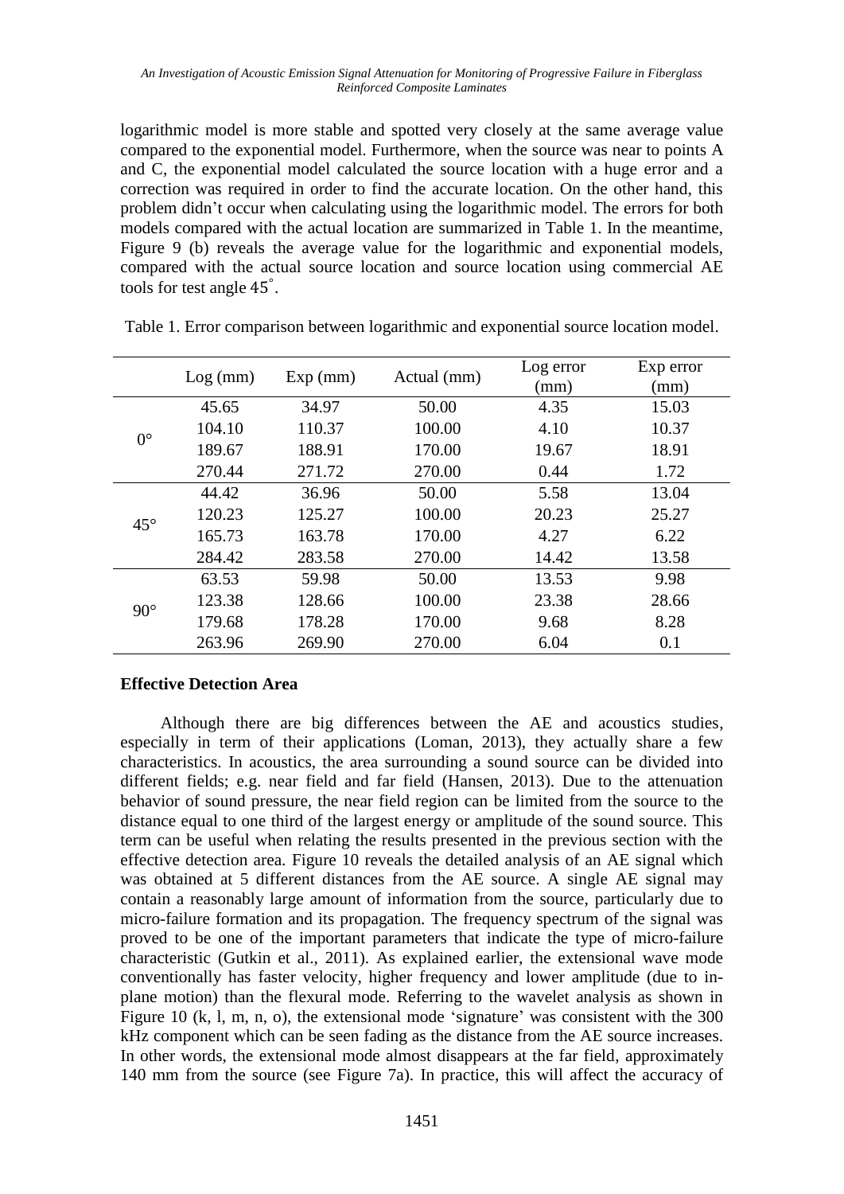logarithmic model is more stable and spotted very closely at the same average value compared to the exponential model. Furthermore, when the source was near to points A and C, the exponential model calculated the source location with a huge error and a correction was required in order to find the accurate location. On the other hand, this problem didn't occur when calculating using the logarithmic model. The errors for both models compared with the actual location are summarized in Table 1. In the meantime, Figure 9 (b) reveals the average value for the logarithmic and exponential models, compared with the actual source location and source location using commercial AE tools for test angle $45^{\circ}$.

Table 1. Error comparison between logarithmic and exponential source location model.

| | Log (mm) | Exp (mm) | Actual (mm) | Log error (mm) | Exp error (mm) |
|---|---|---|---|---|---|
| 0° | 45.65 | 34.97 | 50.00 | 4.35 | 15.03 |
| | 104.10 | 110.37 | 100.00 | 4.10 | 10.37 |
| | 189.67 | 188.91 | 170.00 | 19.67 | 18.91 |
| | 270.44 | 271.72 | 270.00 | 0.44 | 1.72 |
| 45° | 44.42 | 36.96 | 50.00 | 5.58 | 13.04 |
| | 120.23 | 125.27 | 100.00 | 20.23 | 25.27 |
| | 165.73 | 163.78 | 170.00 | 4.27 | 6.22 |
| | 284.42 | 283.58 | 270.00 | 14.42 | 13.58 |
| 90° | 63.53 | 59.98 | 50.00 | 13.53 | 9.98 |
| | 123.38 | 128.66 | 100.00 | 23.38 | 28.66 |
| | 179.68 | 178.28 | 170.00 | 9.68 | 8.28 |
| | 263.96 | 269.90 | 270.00 | 6.04 | 0.1 |

**Effective Detection Area**

Although there are big differences between the AE and acoustics studies, especially in term of their applications (Loman, 2013), they actually share a few characteristics. In acoustics, the area surrounding a sound source can be divided into different fields; e.g. near field and far field (Hansen, 2013). Due to the attenuation behavior of sound pressure, the near field region can be limited from the source to the distance equal to one third of the largest energy or amplitude of the sound source. This term can be useful when relating the results presented in the previous section with the effective detection area. Figure 10 reveals the detailed analysis of an AE signal which was obtained at 5 different distances from the AE source. A single AE signal may contain a reasonably large amount of information from the source, particularly due to micro-failure formation and its propagation. The frequency spectrum of the signal was proved to be one of the important parameters that indicate the type of micro-failure characteristic (Gutkin et al., 2011). As explained earlier, the extensional wave mode conventionally has faster velocity, higher frequency and lower amplitude (due to in-plane motion) than the flexural mode. Referring to the wavelet analysis as shown in Figure 10 (k, l, m, n, o), the extensional mode 'signature' was consistent with the 300 kHz component which can be seen fading as the distance from the AE source increases. In other words, the extensional mode almost disappears at the far field, approximately 140 mm from the source (see Figure 7a). In practice, this will affect the accuracy of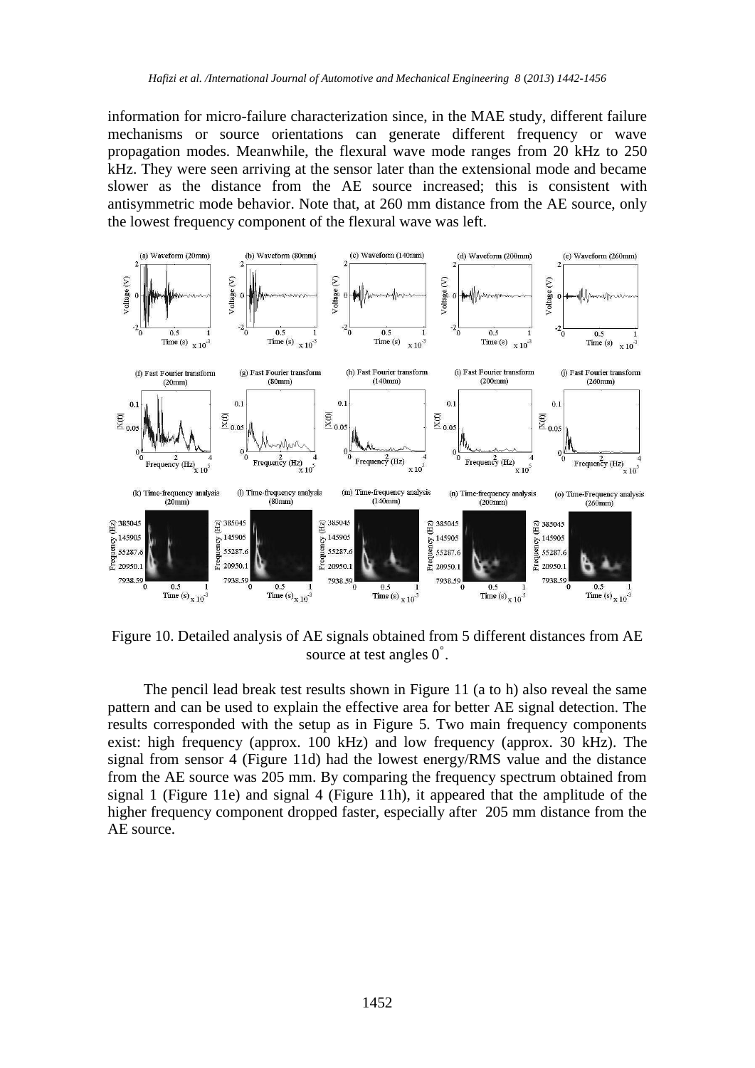information for micro-failure characterization since, in the MAE study, different failure mechanisms or source orientations can generate different frequency or wave propagation modes. Meanwhile, the flexural wave mode ranges from 20 kHz to 250 kHz. They were seen arriving at the sensor later than the extensional mode and became slower as the distance from the AE source increased; this is consistent with antisymmetric mode behavior. Note that, at 260 mm distance from the AE source, only the lowest frequency component of the flexural wave was left.

Figure 10. Detailed analysis of AE signals obtained from 5 different distances from AE source at test angles 0˚.

The pencil lead break test results shown in Figure 11 (a to h) also reveal the same pattern and can be used to explain the effective area for better AE signal detection. The results corresponded with the setup as in Figure 5. Two main frequency components exist: high frequency (approx. 100 kHz) and low frequency (approx. 30 kHz). The signal from sensor 4 (Figure 11d) had the lowest energy/RMS value and the distance from the AE source was 205 mm. By comparing the frequency spectrum obtained from signal 1 (Figure 11e) and signal 4 (Figure 11h), it appeared that the amplitude of the higher frequency component dropped faster, especially after 205 mm distance from the AE source.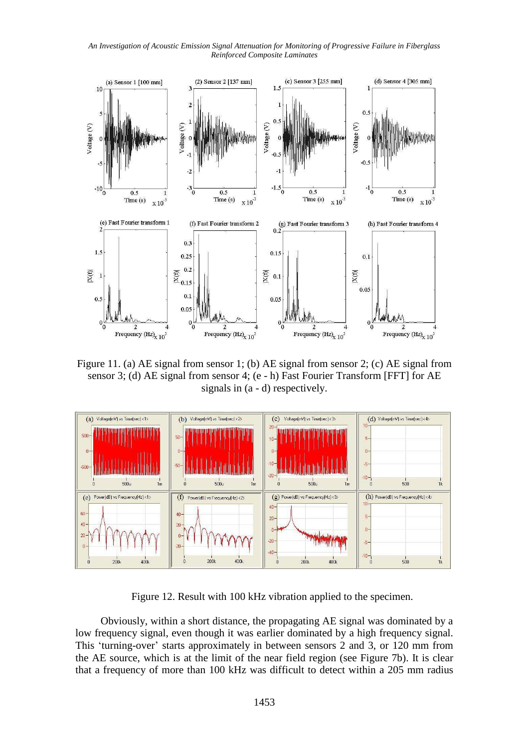Figure 11. (a) AE signal from sensor 1; (b) AE signal from sensor 2; (c) AE signal from sensor 3; (d) AE signal from sensor 4; (e - h) Fast Fourier Transform [FFT] for AE signals in (a - d) respectively.

Figure 12. Result with 100 kHz vibration applied to the specimen.

Obviously, within a short distance, the propagating AE signal was dominated by a low frequency signal, even though it was earlier dominated by a high frequency signal. This 'turning-over' starts approximately in between sensors 2 and 3, or 120 mm from the AE source, which is at the limit of the near field region (see Figure 7b). It is clear that a frequency of more than 100 kHz was difficult to detect within a 205 mm radius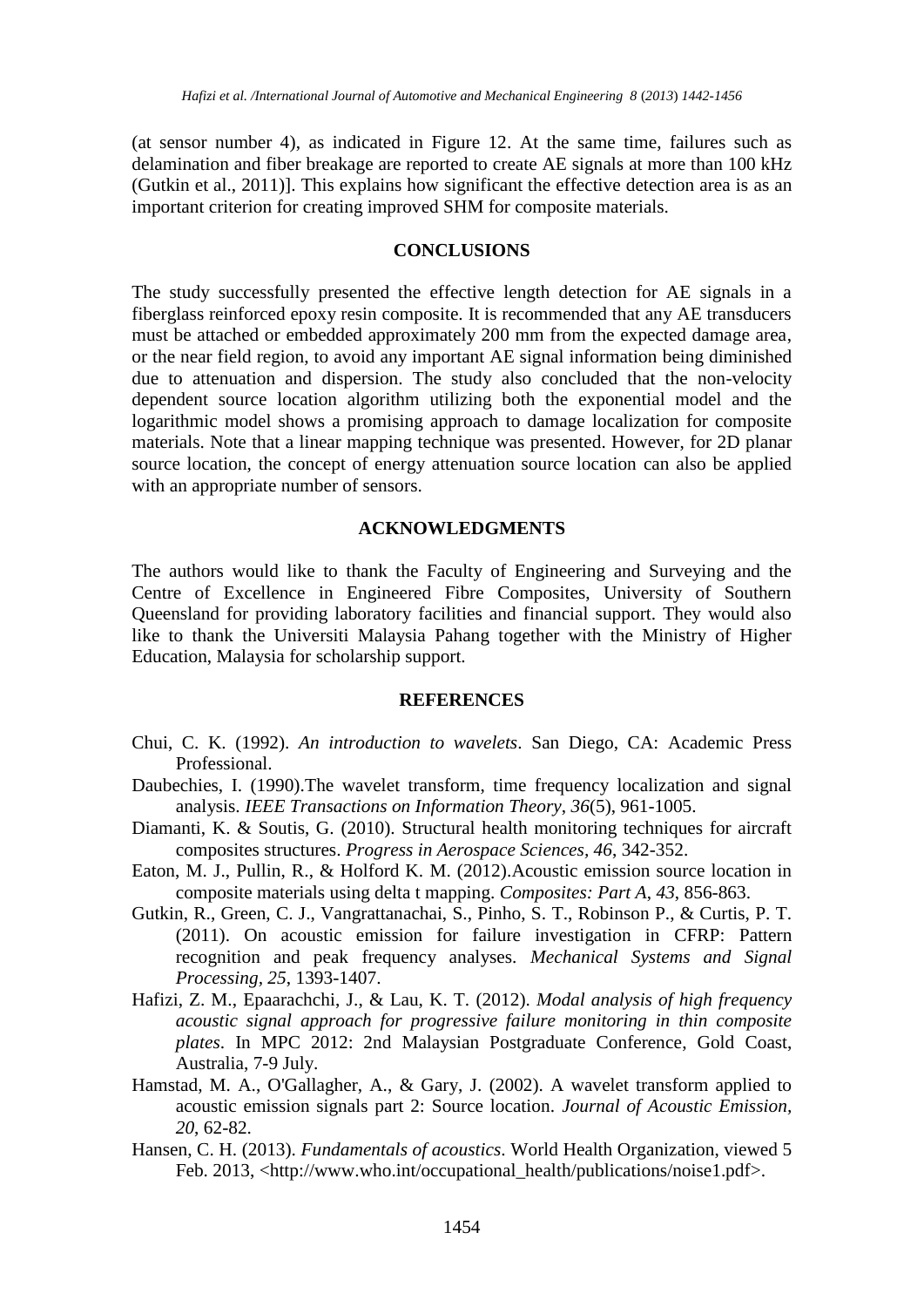(at sensor number 4), as indicated in Figure 12. At the same time, failures such as delamination and fiber breakage are reported to create AE signals at more than 100 kHz (Gutkin et al., 2011)]. This explains how significant the effective detection area is as an important criterion for creating improved SHM for composite materials.

## CONCLUSIONS

The study successfully presented the effective length detection for AE signals in a fiberglass reinforced epoxy resin composite. It is recommended that any AE transducers must be attached or embedded approximately 200 mm from the expected damage area, or the near field region, to avoid any important AE signal information being diminished due to attenuation and dispersion. The study also concluded that the non-velocity dependent source location algorithm utilizing both the exponential model and the logarithmic model shows a promising approach to damage localization for composite materials. Note that a linear mapping technique was presented. However, for 2D planar source location, the concept of energy attenuation source location can also be applied with an appropriate number of sensors.

## ACKNOWLEDGMENTS

The authors would like to thank the Faculty of Engineering and Surveying and the Centre of Excellence in Engineered Fibre Composites, University of Southern Queensland for providing laboratory facilities and financial support. They would also like to thank the Universiti Malaysia Pahang together with the Ministry of Higher Education, Malaysia for scholarship support.

## REFERENCES

Chui, C. K. (1992). *An introduction to wavelets*. San Diego, CA: Academic Press Professional.

Daubechies, I. (1990).The wavelet transform, time frequency localization and signal analysis. *IEEE Transactions on Information Theory*, *36*(5), 961-1005.

Diamanti, K. & Soutis, G. (2010). Structural health monitoring techniques for aircraft composites structures. *Progress in Aerospace Sciences*, *46*, 342-352.

Eaton, M. J., Pullin, R., & Holford K. M. (2012).Acoustic emission source location in composite materials using delta t mapping. *Composites: Part A*, *43*, 856-863.

Gutkin, R., Green, C. J., Vangrattanachai, S., Pinho, S. T., Robinson P., & Curtis, P. T. (2011). On acoustic emission for failure investigation in CFRP: Pattern recognition and peak frequency analyses. *Mechanical Systems and Signal Processing*, *25*, 1393-1407.

Hafizi, Z. M., Epaarachchi, J., & Lau, K. T. (2012). *Modal analysis of high frequency acoustic signal approach for progressive failure monitoring in thin composite plates*. In MPC 2012: 2nd Malaysian Postgraduate Conference, Gold Coast, Australia, 7-9 July.

Hamstad, M. A., O'Gallagher, A., & Gary, J. (2002). A wavelet transform applied to acoustic emission signals part 2: Source location. *Journal of Acoustic Emission*, *20*, 62-82.

Hansen, C. H. (2013). *Fundamentals of acoustics*. World Health Organization, viewed 5 Feb. 2013, <http://www.who.int/occupational_health/publications/noise1.pdf>.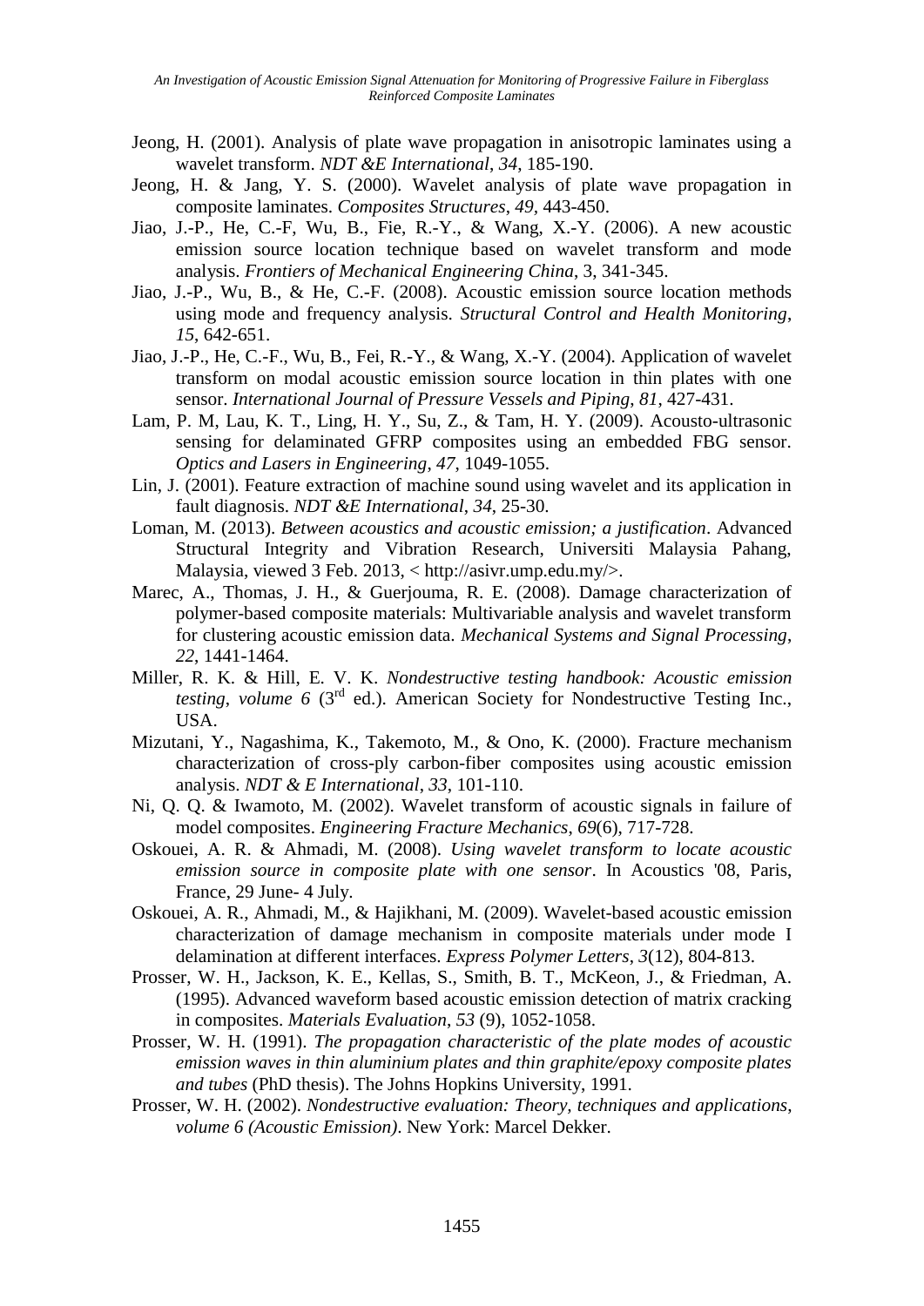Jeong, H. (2001). Analysis of plate wave propagation in anisotropic laminates using a wavelet transform. *NDT &E International*, *34*, 185-190.

Jeong, H. & Jang, Y. S. (2000). Wavelet analysis of plate wave propagation in composite laminates. *Composites Structures*, *49*, 443-450.

Jiao, J.-P., He, C.-F, Wu, B., Fie, R.-Y., & Wang, X.-Y. (2006). A new acoustic emission source location technique based on wavelet transform and mode analysis. *Frontiers of Mechanical Engineering China*, 3, 341-345.

Jiao, J.-P., Wu, B., & He, C.-F. (2008). Acoustic emission source location methods using mode and frequency analysis. *Structural Control and Health Monitoring*, *15*, 642-651.

Jiao, J.-P., He, C.-F., Wu, B., Fei, R.-Y., & Wang, X.-Y. (2004). Application of wavelet transform on modal acoustic emission source location in thin plates with one sensor. *International Journal of Pressure Vessels and Piping*, *81*, 427-431.

Lam, P. M, Lau, K. T., Ling, H. Y., Su, Z., & Tam, H. Y. (2009). Acousto-ultrasonic sensing for delaminated GFRP composites using an embedded FBG sensor. *Optics and Lasers in Engineering*, *47*, 1049-1055.

Lin, J. (2001). Feature extraction of machine sound using wavelet and its application in fault diagnosis. *NDT &E International*, *34*, 25-30.

Loman, M. (2013). *Between acoustics and acoustic emission; a justification*. Advanced Structural Integrity and Vibration Research, Universiti Malaysia Pahang, Malaysia, viewed 3 Feb. 2013, < http://asivr.ump.edu.my/>.

Marec, A., Thomas, J. H., & Guerjouma, R. E. (2008). Damage characterization of polymer-based composite materials: Multivariable analysis and wavelet transform for clustering acoustic emission data. *Mechanical Systems and Signal Processing*, *22*, 1441-1464.

Miller, R. K. & Hill, E. V. K. *Nondestructive testing handbook: Acoustic emission testing, volume 6* (3rd ed.). American Society for Nondestructive Testing Inc., USA.

Mizutani, Y., Nagashima, K., Takemoto, M., & Ono, K. (2000). Fracture mechanism characterization of cross-ply carbon-fiber composites using acoustic emission analysis. *NDT & E International*, *33*, 101-110.

Ni, Q. Q. & Iwamoto, M. (2002). Wavelet transform of acoustic signals in failure of model composites. *Engineering Fracture Mechanics*, *69*(6), 717-728.

Oskouei, A. R. & Ahmadi, M. (2008). *Using wavelet transform to locate acoustic emission source in composite plate with one sensor*. In Acoustics '08, Paris, France, 29 June- 4 July.

Oskouei, A. R., Ahmadi, M., & Hajikhani, M. (2009). Wavelet-based acoustic emission characterization of damage mechanism in composite materials under mode I delamination at different interfaces. *Express Polymer Letters*, *3*(12), 804-813.

Prosser, W. H., Jackson, K. E., Kellas, S., Smith, B. T., McKeon, J., & Friedman, A. (1995). Advanced waveform based acoustic emission detection of matrix cracking in composites. *Materials Evaluation*, *53* (9), 1052-1058.

Prosser, W. H. (1991). *The propagation characteristic of the plate modes of acoustic emission waves in thin aluminium plates and thin graphite/epoxy composite plates and tubes* (PhD thesis). The Johns Hopkins University, 1991.

Prosser, W. H. (2002). *Nondestructive evaluation: Theory, techniques and applications, volume 6 (Acoustic Emission)*. New York: Marcel Dekker.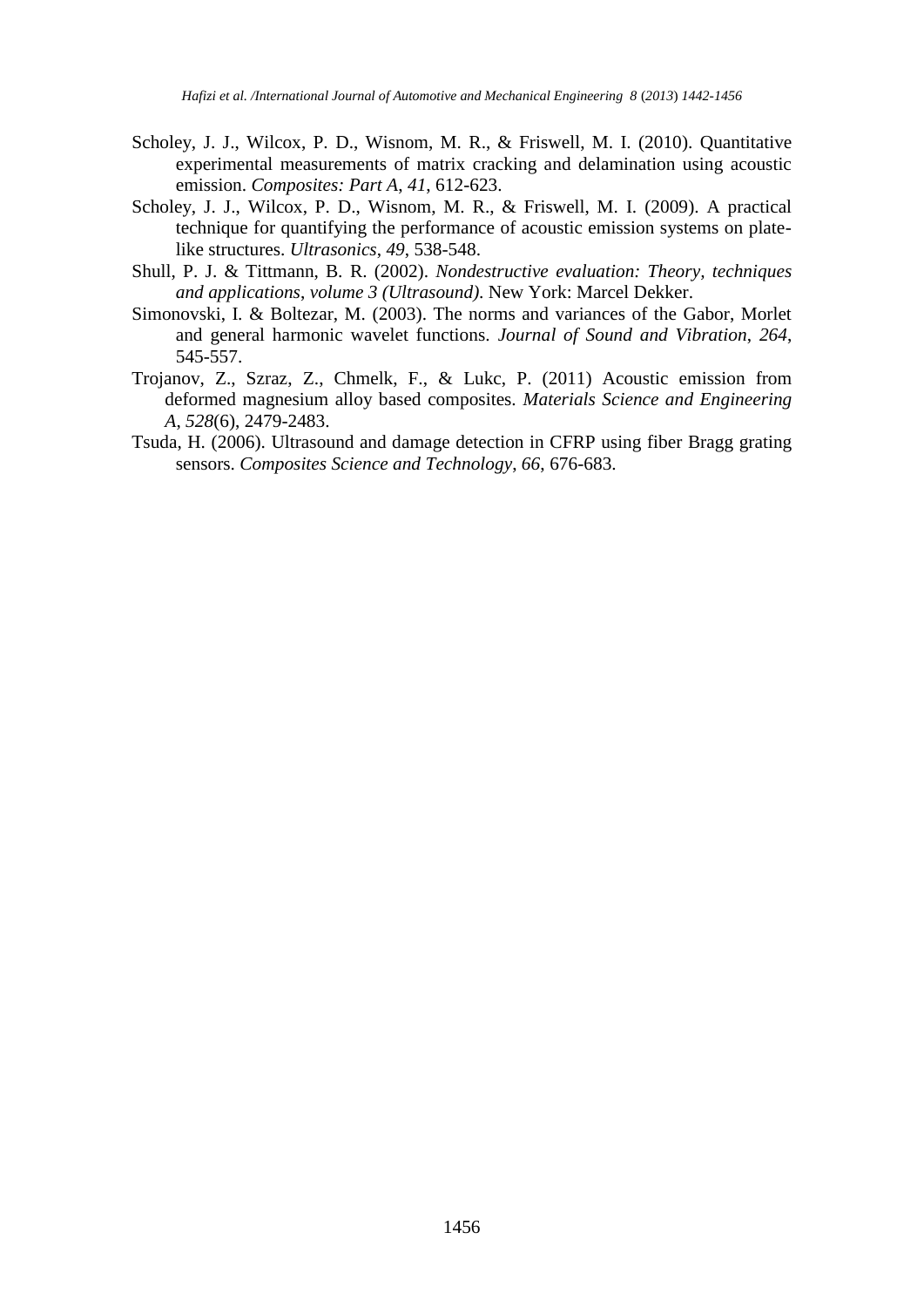Scholey, J. J., Wilcox, P. D., Wisnom, M. R., & Friswell, M. I. (2010). Quantitative experimental measurements of matrix cracking and delamination using acoustic emission. *Composites: Part A*, *41*, 612-623.

Scholey, J. J., Wilcox, P. D., Wisnom, M. R., & Friswell, M. I. (2009). A practical technique for quantifying the performance of acoustic emission systems on plate-like structures. *Ultrasonics*, *49*, 538-548.

Shull, P. J. & Tittmann, B. R. (2002). *Nondestructive evaluation: Theory, techniques and applications*, *volume 3 (Ultrasound)*. New York: Marcel Dekker.

Simonovski, I. & Boltezar, M. (2003). The norms and variances of the Gabor, Morlet and general harmonic wavelet functions. *Journal of Sound and Vibration*, *264*, 545-557.

Trojanov, Z., Szraz, Z., Chmelk, F., & Lukc, P. (2011) Acoustic emission from deformed magnesium alloy based composites. *Materials Science and Engineering A*, *528*(6), 2479-2483.

Tsuda, H. (2006). Ultrasound and damage detection in CFRP using fiber Bragg grating sensors. *Composites Science and Technology*, *66*, 676-683.